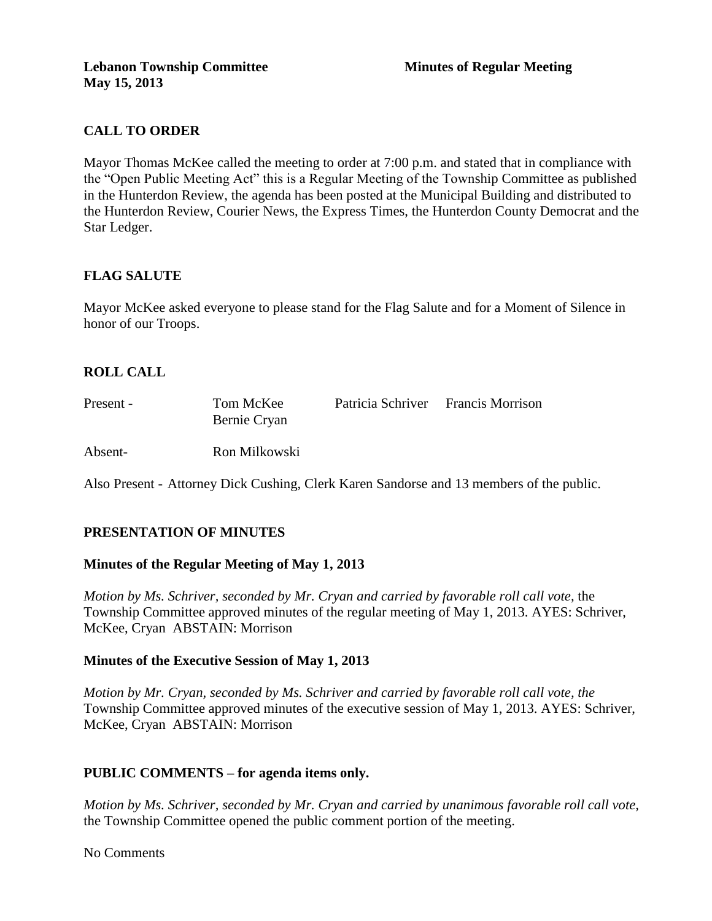**Lebanon Township Committee** **Minutes of Regular Meeting**
**May 15, 2013**

## CALL TO ORDER

Mayor Thomas McKee called the meeting to order at 7:00 p.m. and stated that in compliance with the "Open Public Meeting Act" this is a Regular Meeting of the Township Committee as published in the Hunterdon Review, the agenda has been posted at the Municipal Building and distributed to the Hunterdon Review, Courier News, the Express Times, the Hunterdon County Democrat and the Star Ledger.

## FLAG SALUTE

Mayor McKee asked everyone to please stand for the Flag Salute and for a Moment of Silence in honor of our Troops.

## ROLL CALL

Present - Tom McKee, Patricia Schriver, Francis Morrison, Bernie Cryan

Absent- Ron Milkowski

Also Present - Attorney Dick Cushing, Clerk Karen Sandorse and 13 members of the public.

## PRESENTATION OF MINUTES

### Minutes of the Regular Meeting of May 1, 2013

*Motion by Ms. Schriver, seconded by Mr. Cryan and carried by favorable roll call vote,* the Township Committee approved minutes of the regular meeting of May 1, 2013. AYES: Schriver, McKee, Cryan ABSTAIN: Morrison

### Minutes of the Executive Session of May 1, 2013

*Motion by Mr. Cryan, seconded by Ms. Schriver and carried by favorable roll call vote, the* Township Committee approved minutes of the executive session of May 1, 2013. AYES: Schriver, McKee, Cryan ABSTAIN: Morrison

## PUBLIC COMMENTS – for agenda items only.

*Motion by Ms. Schriver, seconded by Mr. Cryan and carried by unanimous favorable roll call vote,* the Township Committee opened the public comment portion of the meeting.

No Comments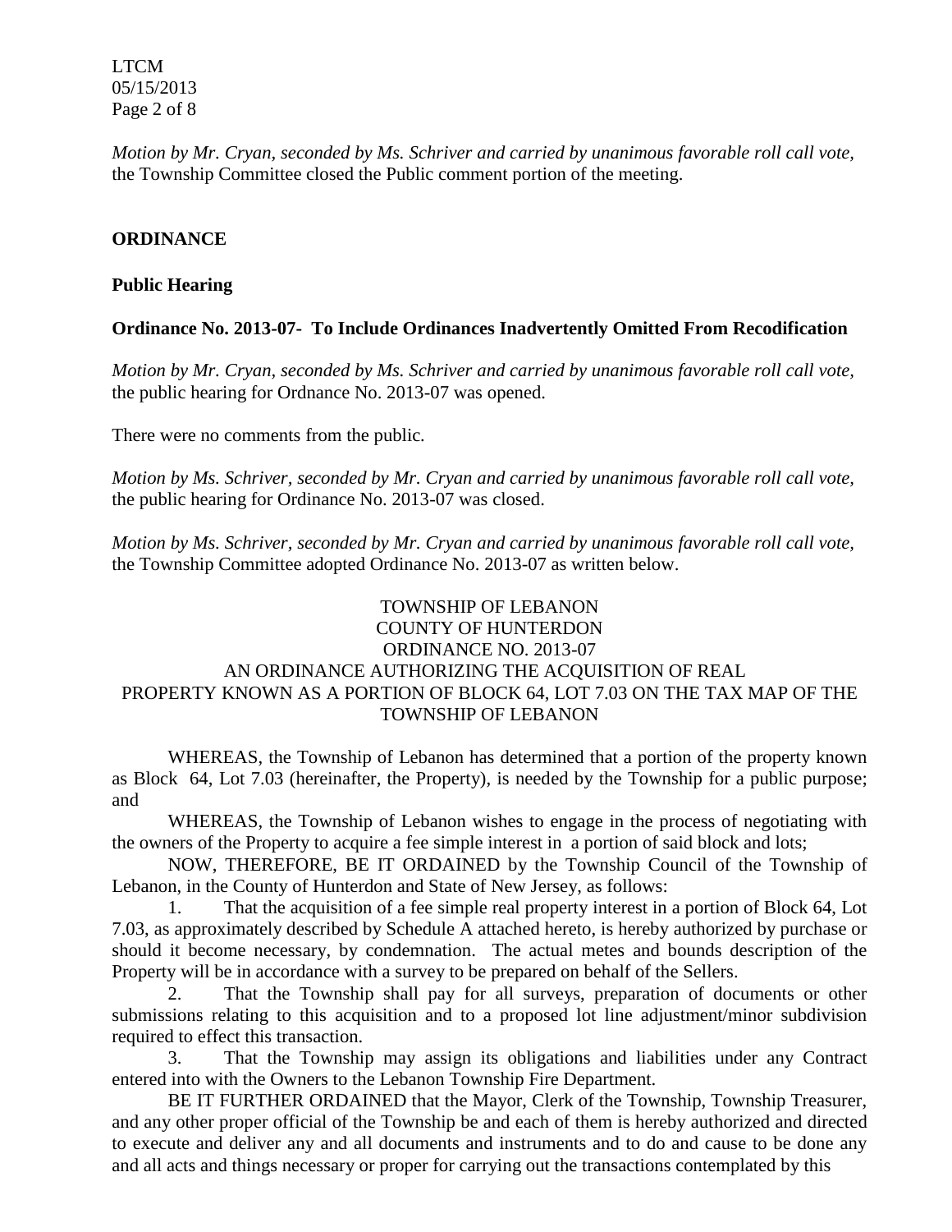*Motion by Mr. Cryan, seconded by Ms. Schriver and carried by unanimous favorable roll call vote,* the Township Committee closed the Public comment portion of the meeting.

**ORDINANCE**

**Public Hearing**

**Ordinance No. 2013-07- To Include Ordinances Inadvertently Omitted From Recodification**

*Motion by Mr. Cryan, seconded by Ms. Schriver and carried by unanimous favorable roll call vote,* the public hearing for Ordnance No. 2013-07 was opened.

There were no comments from the public.

*Motion by Ms. Schriver, seconded by Mr. Cryan and carried by unanimous favorable roll call vote,* the public hearing for Ordinance No. 2013-07 was closed.

*Motion by Ms. Schriver, seconded by Mr. Cryan and carried by unanimous favorable roll call vote,* the Township Committee adopted Ordinance No. 2013-07 as written below.

TOWNSHIP OF LEBANON
COUNTY OF HUNTERDON
ORDINANCE NO. 2013-07
AN ORDINANCE AUTHORIZING THE ACQUISITION OF REAL PROPERTY KNOWN AS A PORTION OF BLOCK 64, LOT 7.03 ON THE TAX MAP OF THE TOWNSHIP OF LEBANON

WHEREAS, the Township of Lebanon has determined that a portion of the property known as Block 64, Lot 7.03 (hereinafter, the Property), is needed by the Township for a public purpose; and

WHEREAS, the Township of Lebanon wishes to engage in the process of negotiating with the owners of the Property to acquire a fee simple interest in a portion of said block and lots;

NOW, THEREFORE, BE IT ORDAINED by the Township Council of the Township of Lebanon, in the County of Hunterdon and State of New Jersey, as follows:

1. That the acquisition of a fee simple real property interest in a portion of Block 64, Lot 7.03, as approximately described by Schedule A attached hereto, is hereby authorized by purchase or should it become necessary, by condemnation. The actual metes and bounds description of the Property will be in accordance with a survey to be prepared on behalf of the Sellers.

2. That the Township shall pay for all surveys, preparation of documents or other submissions relating to this acquisition and to a proposed lot line adjustment/minor subdivision required to effect this transaction.

3. That the Township may assign its obligations and liabilities under any Contract entered into with the Owners to the Lebanon Township Fire Department.

BE IT FURTHER ORDAINED that the Mayor, Clerk of the Township, Township Treasurer, and any other proper official of the Township be and each of them is hereby authorized and directed to execute and deliver any and all documents and instruments and to do and cause to be done any and all acts and things necessary or proper for carrying out the transactions contemplated by this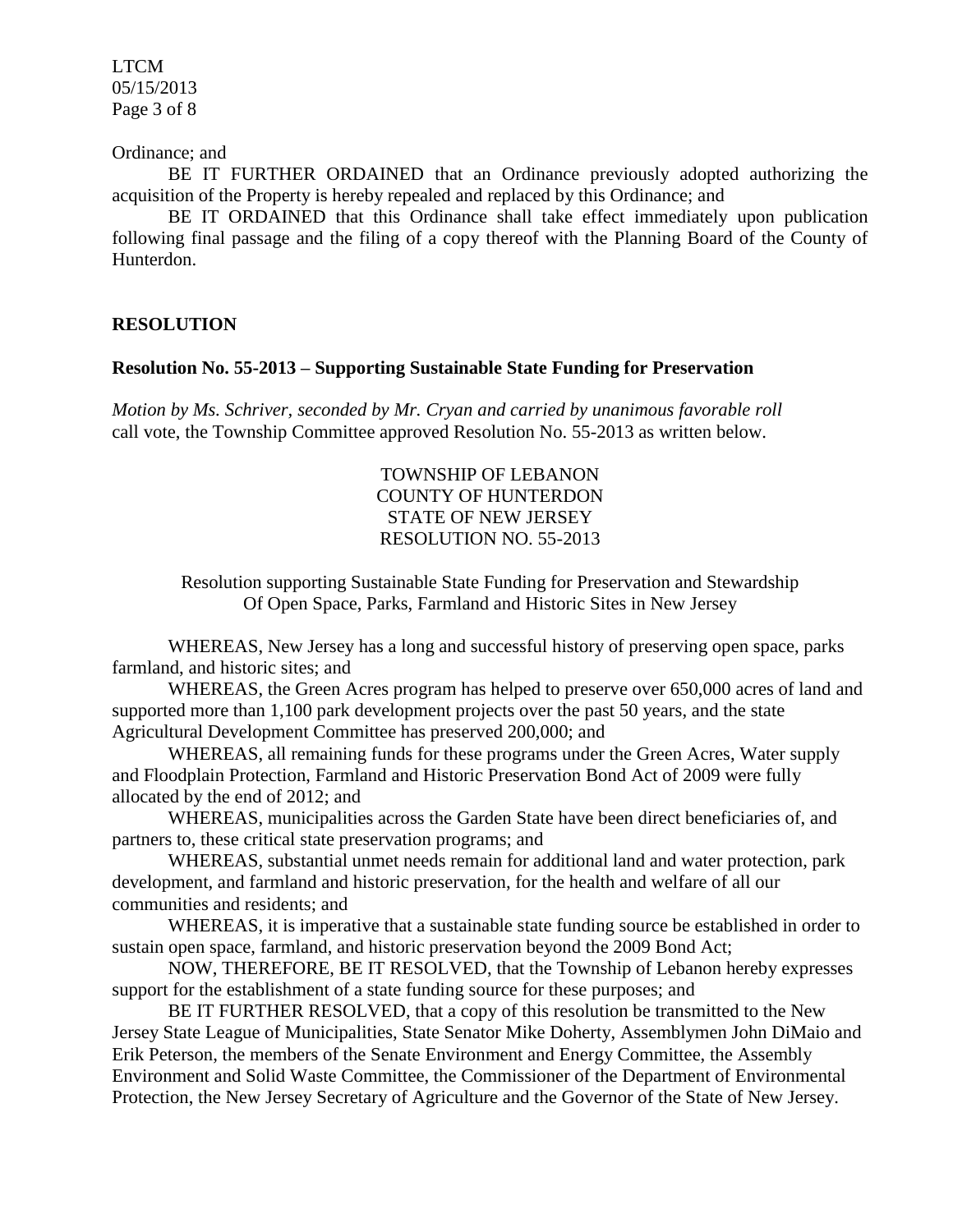Ordinance; and

BE IT FURTHER ORDAINED that an Ordinance previously adopted authorizing the acquisition of the Property is hereby repealed and replaced by this Ordinance; and

BE IT ORDAINED that this Ordinance shall take effect immediately upon publication following final passage and the filing of a copy thereof with the Planning Board of the County of Hunterdon.

## RESOLUTION

### Resolution No. 55-2013 – Supporting Sustainable State Funding for Preservation

*Motion by Ms. Schriver, seconded by Mr. Cryan and carried by unanimous favorable roll* call vote, the Township Committee approved Resolution No. 55-2013 as written below.

TOWNSHIP OF LEBANON
COUNTY OF HUNTERDON
STATE OF NEW JERSEY
RESOLUTION NO. 55-2013

Resolution supporting Sustainable State Funding for Preservation and Stewardship Of Open Space, Parks, Farmland and Historic Sites in New Jersey

WHEREAS, New Jersey has a long and successful history of preserving open space, parks farmland, and historic sites; and

WHEREAS, the Green Acres program has helped to preserve over 650,000 acres of land and supported more than 1,100 park development projects over the past 50 years, and the state Agricultural Development Committee has preserved 200,000; and

WHEREAS, all remaining funds for these programs under the Green Acres, Water supply and Floodplain Protection, Farmland and Historic Preservation Bond Act of 2009 were fully allocated by the end of 2012; and

WHEREAS, municipalities across the Garden State have been direct beneficiaries of, and partners to, these critical state preservation programs; and

WHEREAS, substantial unmet needs remain for additional land and water protection, park development, and farmland and historic preservation, for the health and welfare of all our communities and residents; and

WHEREAS, it is imperative that a sustainable state funding source be established in order to sustain open space, farmland, and historic preservation beyond the 2009 Bond Act;

NOW, THEREFORE, BE IT RESOLVED, that the Township of Lebanon hereby expresses support for the establishment of a state funding source for these purposes; and

BE IT FURTHER RESOLVED, that a copy of this resolution be transmitted to the New Jersey State League of Municipalities, State Senator Mike Doherty, Assemblymen John DiMaio and Erik Peterson, the members of the Senate Environment and Energy Committee, the Assembly Environment and Solid Waste Committee, the Commissioner of the Department of Environmental Protection, the New Jersey Secretary of Agriculture and the Governor of the State of New Jersey.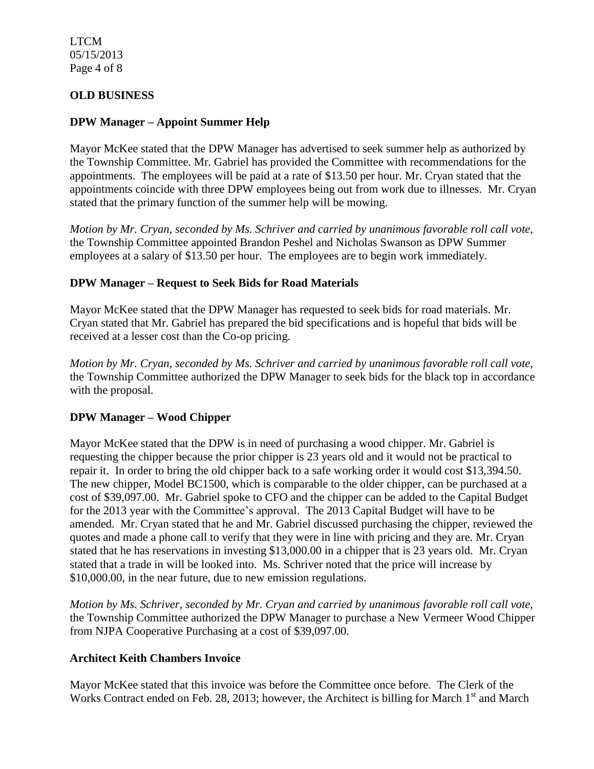**OLD BUSINESS**

**DPW Manager – Appoint Summer Help**

Mayor McKee stated that the DPW Manager has advertised to seek summer help as authorized by the Township Committee. Mr. Gabriel has provided the Committee with recommendations for the appointments. The employees will be paid at a rate of $13.50 per hour. Mr. Cryan stated that the appointments coincide with three DPW employees being out from work due to illnesses. Mr. Cryan stated that the primary function of the summer help will be mowing.

*Motion by Mr. Cryan, seconded by Ms. Schriver and carried by unanimous favorable roll call vote,* the Township Committee appointed Brandon Peshel and Nicholas Swanson as DPW Summer employees at a salary of $13.50 per hour. The employees are to begin work immediately.

**DPW Manager – Request to Seek Bids for Road Materials**

Mayor McKee stated that the DPW Manager has requested to seek bids for road materials. Mr. Cryan stated that Mr. Gabriel has prepared the bid specifications and is hopeful that bids will be received at a lesser cost than the Co-op pricing.

*Motion by Mr. Cryan, seconded by Ms. Schriver and carried by unanimous favorable roll call vote,* the Township Committee authorized the DPW Manager to seek bids for the black top in accordance with the proposal.

**DPW Manager – Wood Chipper**

Mayor McKee stated that the DPW is in need of purchasing a wood chipper. Mr. Gabriel is requesting the chipper because the prior chipper is 23 years old and it would not be practical to repair it. In order to bring the old chipper back to a safe working order it would cost $13,394.50. The new chipper, Model BC1500, which is comparable to the older chipper, can be purchased at a cost of $39,097.00. Mr. Gabriel spoke to CFO and the chipper can be added to the Capital Budget for the 2013 year with the Committee's approval. The 2013 Capital Budget will have to be amended. Mr. Cryan stated that he and Mr. Gabriel discussed purchasing the chipper, reviewed the quotes and made a phone call to verify that they were in line with pricing and they are. Mr. Cryan stated that he has reservations in investing $13,000.00 in a chipper that is 23 years old. Mr. Cryan stated that a trade in will be looked into. Ms. Schriver noted that the price will increase by $10,000.00, in the near future, due to new emission regulations.

*Motion by Ms. Schriver, seconded by Mr. Cryan and carried by unanimous favorable roll call vote,* the Township Committee authorized the DPW Manager to purchase a New Vermeer Wood Chipper from NJPA Cooperative Purchasing at a cost of $39,097.00.

**Architect Keith Chambers Invoice**

Mayor McKee stated that this invoice was before the Committee once before. The Clerk of the Works Contract ended on Feb. 28, 2013; however, the Architect is billing for March 1st and March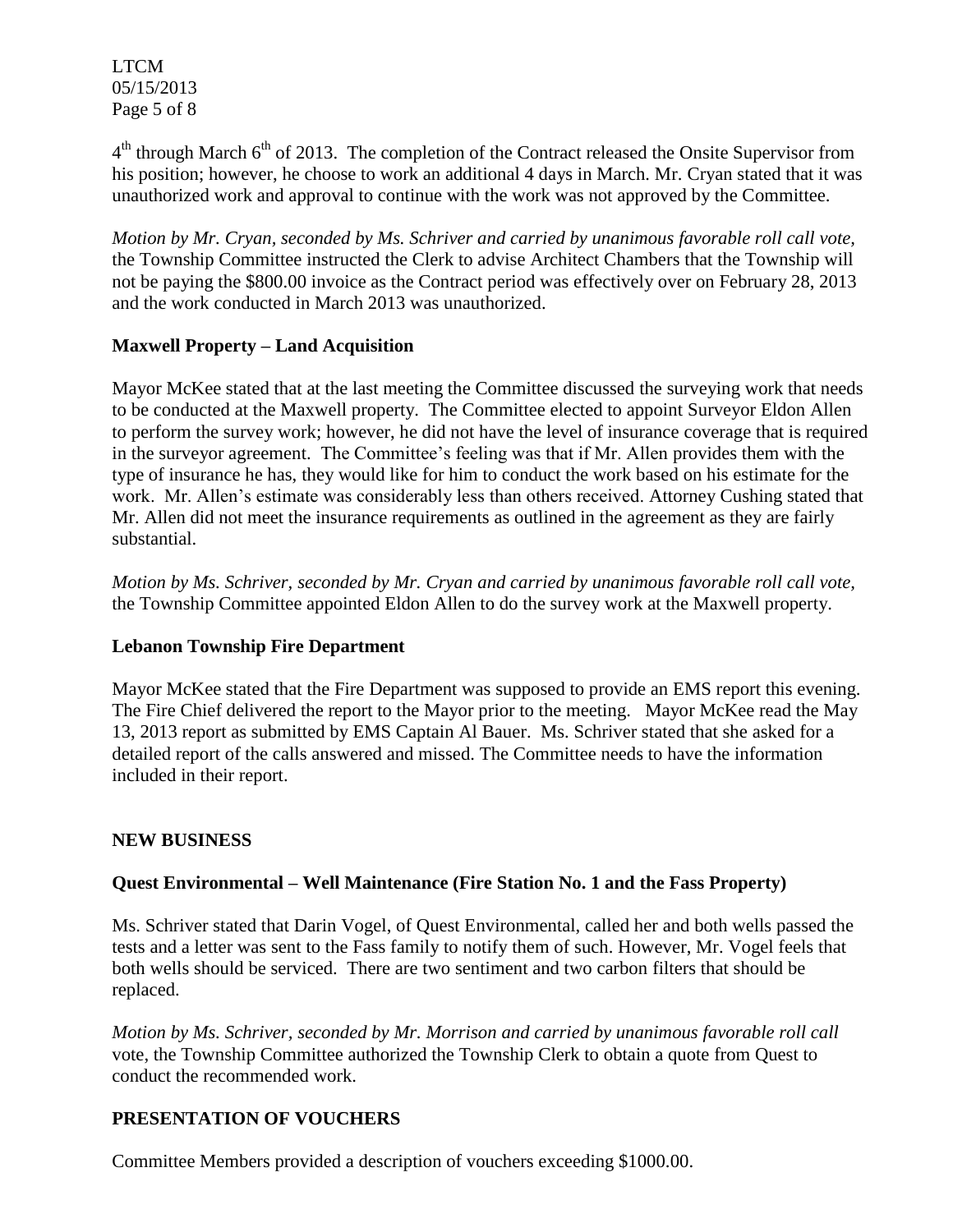4th through March 6th of 2013. The completion of the Contract released the Onsite Supervisor from his position; however, he choose to work an additional 4 days in March. Mr. Cryan stated that it was unauthorized work and approval to continue with the work was not approved by the Committee.

*Motion by Mr. Cryan, seconded by Ms. Schriver and carried by unanimous favorable roll call vote,* the Township Committee instructed the Clerk to advise Architect Chambers that the Township will not be paying the $800.00 invoice as the Contract period was effectively over on February 28, 2013 and the work conducted in March 2013 was unauthorized.

### Maxwell Property – Land Acquisition

Mayor McKee stated that at the last meeting the Committee discussed the surveying work that needs to be conducted at the Maxwell property. The Committee elected to appoint Surveyor Eldon Allen to perform the survey work; however, he did not have the level of insurance coverage that is required in the surveyor agreement. The Committee's feeling was that if Mr. Allen provides them with the type of insurance he has, they would like for him to conduct the work based on his estimate for the work. Mr. Allen's estimate was considerably less than others received. Attorney Cushing stated that Mr. Allen did not meet the insurance requirements as outlined in the agreement as they are fairly substantial.

*Motion by Ms. Schriver, seconded by Mr. Cryan and carried by unanimous favorable roll call vote,* the Township Committee appointed Eldon Allen to do the survey work at the Maxwell property.

### Lebanon Township Fire Department

Mayor McKee stated that the Fire Department was supposed to provide an EMS report this evening. The Fire Chief delivered the report to the Mayor prior to the meeting. Mayor McKee read the May 13, 2013 report as submitted by EMS Captain Al Bauer. Ms. Schriver stated that she asked for a detailed report of the calls answered and missed. The Committee needs to have the information included in their report.

## NEW BUSINESS

### Quest Environmental – Well Maintenance (Fire Station No. 1 and the Fass Property)

Ms. Schriver stated that Darin Vogel, of Quest Environmental, called her and both wells passed the tests and a letter was sent to the Fass family to notify them of such. However, Mr. Vogel feels that both wells should be serviced. There are two sentiment and two carbon filters that should be replaced.

*Motion by Ms. Schriver, seconded by Mr. Morrison and carried by unanimous favorable roll call* vote, the Township Committee authorized the Township Clerk to obtain a quote from Quest to conduct the recommended work.

## PRESENTATION OF VOUCHERS

Committee Members provided a description of vouchers exceeding $1000.00.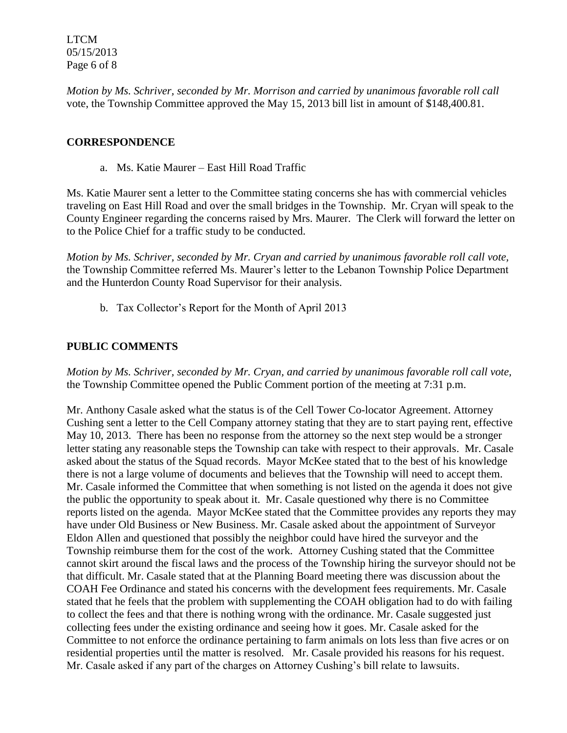*Motion by Ms. Schriver, seconded by Mr. Morrison and carried by unanimous favorable roll call* vote, the Township Committee approved the May 15, 2013 bill list in amount of $148,400.81.

## CORRESPONDENCE

a. Ms. Katie Maurer – East Hill Road Traffic

Ms. Katie Maurer sent a letter to the Committee stating concerns she has with commercial vehicles traveling on East Hill Road and over the small bridges in the Township. Mr. Cryan will speak to the County Engineer regarding the concerns raised by Mrs. Maurer. The Clerk will forward the letter on to the Police Chief for a traffic study to be conducted.

*Motion by Ms. Schriver, seconded by Mr. Cryan and carried by unanimous favorable roll call vote,* the Township Committee referred Ms. Maurer's letter to the Lebanon Township Police Department and the Hunterdon County Road Supervisor for their analysis.

b. Tax Collector's Report for the Month of April 2013

## PUBLIC COMMENTS

*Motion by Ms. Schriver, seconded by Mr. Cryan, and carried by unanimous favorable roll call vote,* the Township Committee opened the Public Comment portion of the meeting at 7:31 p.m.

Mr. Anthony Casale asked what the status is of the Cell Tower Co-locator Agreement. Attorney Cushing sent a letter to the Cell Company attorney stating that they are to start paying rent, effective May 10, 2013. There has been no response from the attorney so the next step would be a stronger letter stating any reasonable steps the Township can take with respect to their approvals. Mr. Casale asked about the status of the Squad records. Mayor McKee stated that to the best of his knowledge there is not a large volume of documents and believes that the Township will need to accept them. Mr. Casale informed the Committee that when something is not listed on the agenda it does not give the public the opportunity to speak about it. Mr. Casale questioned why there is no Committee reports listed on the agenda. Mayor McKee stated that the Committee provides any reports they may have under Old Business or New Business. Mr. Casale asked about the appointment of Surveyor Eldon Allen and questioned that possibly the neighbor could have hired the surveyor and the Township reimburse them for the cost of the work. Attorney Cushing stated that the Committee cannot skirt around the fiscal laws and the process of the Township hiring the surveyor should not be that difficult. Mr. Casale stated that at the Planning Board meeting there was discussion about the COAH Fee Ordinance and stated his concerns with the development fees requirements. Mr. Casale stated that he feels that the problem with supplementing the COAH obligation had to do with failing to collect the fees and that there is nothing wrong with the ordinance. Mr. Casale suggested just collecting fees under the existing ordinance and seeing how it goes. Mr. Casale asked for the Committee to not enforce the ordinance pertaining to farm animals on lots less than five acres or on residential properties until the matter is resolved. Mr. Casale provided his reasons for his request. Mr. Casale asked if any part of the charges on Attorney Cushing's bill relate to lawsuits.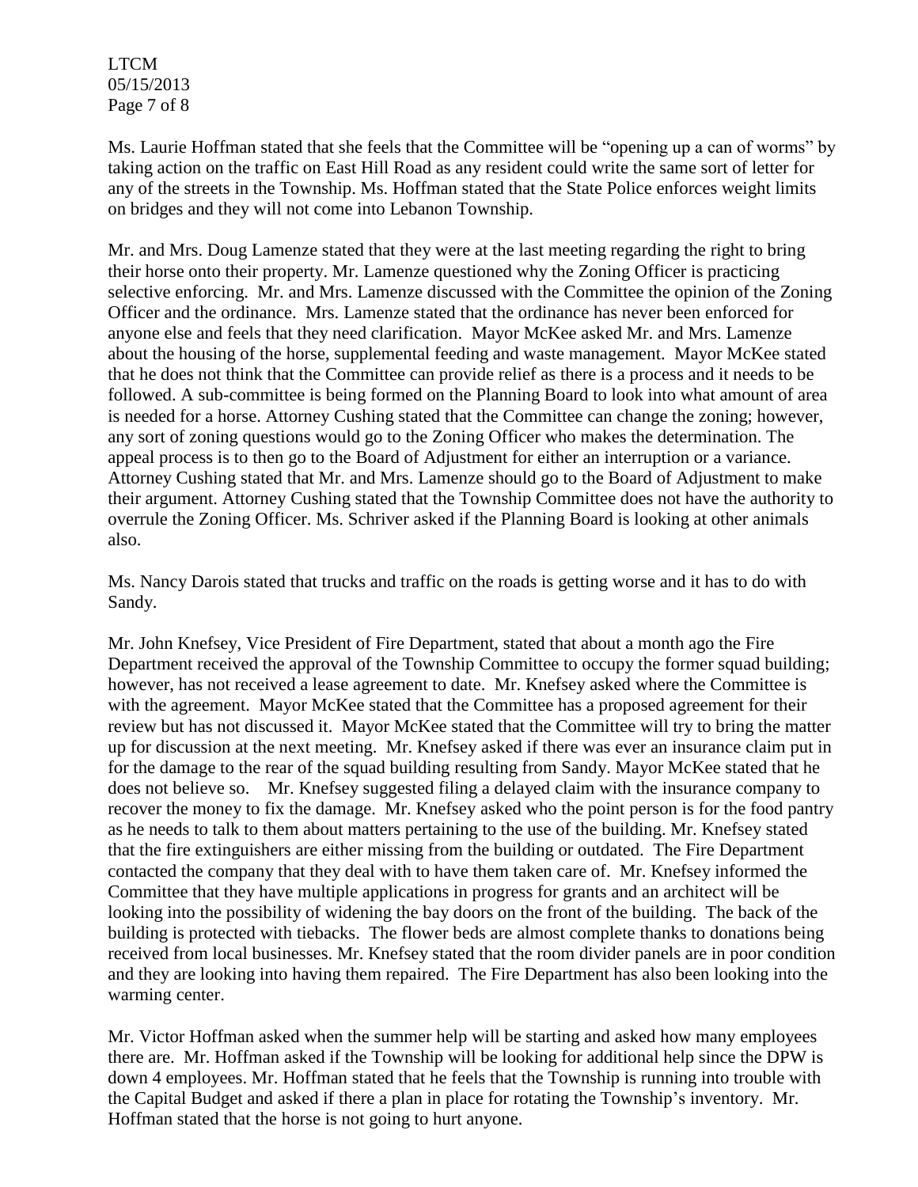Ms. Laurie Hoffman stated that she feels that the Committee will be "opening up a can of worms" by taking action on the traffic on East Hill Road as any resident could write the same sort of letter for any of the streets in the Township. Ms. Hoffman stated that the State Police enforces weight limits on bridges and they will not come into Lebanon Township.

Mr. and Mrs. Doug Lamenze stated that they were at the last meeting regarding the right to bring their horse onto their property. Mr. Lamenze questioned why the Zoning Officer is practicing selective enforcing. Mr. and Mrs. Lamenze discussed with the Committee the opinion of the Zoning Officer and the ordinance. Mrs. Lamenze stated that the ordinance has never been enforced for anyone else and feels that they need clarification. Mayor McKee asked Mr. and Mrs. Lamenze about the housing of the horse, supplemental feeding and waste management. Mayor McKee stated that he does not think that the Committee can provide relief as there is a process and it needs to be followed. A sub-committee is being formed on the Planning Board to look into what amount of area is needed for a horse. Attorney Cushing stated that the Committee can change the zoning; however, any sort of zoning questions would go to the Zoning Officer who makes the determination. The appeal process is to then go to the Board of Adjustment for either an interruption or a variance. Attorney Cushing stated that Mr. and Mrs. Lamenze should go to the Board of Adjustment to make their argument. Attorney Cushing stated that the Township Committee does not have the authority to overrule the Zoning Officer. Ms. Schriver asked if the Planning Board is looking at other animals also.

Ms. Nancy Darois stated that trucks and traffic on the roads is getting worse and it has to do with Sandy.

Mr. John Knefsey, Vice President of Fire Department, stated that about a month ago the Fire Department received the approval of the Township Committee to occupy the former squad building; however, has not received a lease agreement to date. Mr. Knefsey asked where the Committee is with the agreement. Mayor McKee stated that the Committee has a proposed agreement for their review but has not discussed it. Mayor McKee stated that the Committee will try to bring the matter up for discussion at the next meeting. Mr. Knefsey asked if there was ever an insurance claim put in for the damage to the rear of the squad building resulting from Sandy. Mayor McKee stated that he does not believe so. Mr. Knefsey suggested filing a delayed claim with the insurance company to recover the money to fix the damage. Mr. Knefsey asked who the point person is for the food pantry as he needs to talk to them about matters pertaining to the use of the building. Mr. Knefsey stated that the fire extinguishers are either missing from the building or outdated. The Fire Department contacted the company that they deal with to have them taken care of. Mr. Knefsey informed the Committee that they have multiple applications in progress for grants and an architect will be looking into the possibility of widening the bay doors on the front of the building. The back of the building is protected with tiebacks. The flower beds are almost complete thanks to donations being received from local businesses. Mr. Knefsey stated that the room divider panels are in poor condition and they are looking into having them repaired. The Fire Department has also been looking into the warming center.

Mr. Victor Hoffman asked when the summer help will be starting and asked how many employees there are. Mr. Hoffman asked if the Township will be looking for additional help since the DPW is down 4 employees. Mr. Hoffman stated that he feels that the Township is running into trouble with the Capital Budget and asked if there a plan in place for rotating the Township's inventory. Mr. Hoffman stated that the horse is not going to hurt anyone.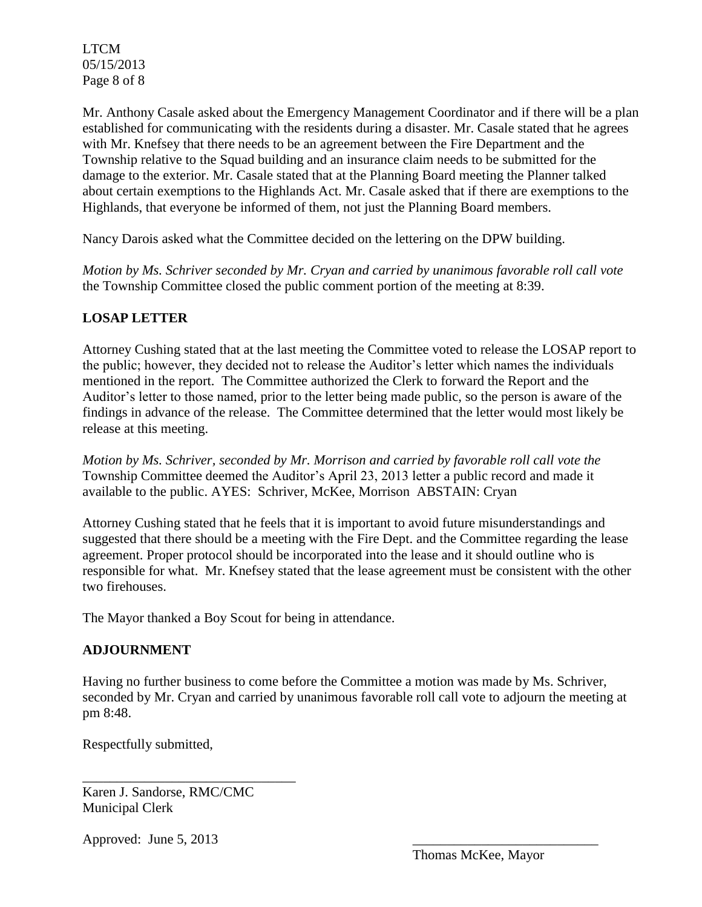Mr. Anthony Casale asked about the Emergency Management Coordinator and if there will be a plan established for communicating with the residents during a disaster. Mr. Casale stated that he agrees with Mr. Knefsey that there needs to be an agreement between the Fire Department and the Township relative to the Squad building and an insurance claim needs to be submitted for the damage to the exterior. Mr. Casale stated that at the Planning Board meeting the Planner talked about certain exemptions to the Highlands Act. Mr. Casale asked that if there are exemptions to the Highlands, that everyone be informed of them, not just the Planning Board members.

Nancy Darois asked what the Committee decided on the lettering on the DPW building.

*Motion by Ms. Schriver seconded by Mr. Cryan and carried by unanimous favorable roll call vote* the Township Committee closed the public comment portion of the meeting at 8:39.

**LOSAP LETTER**

Attorney Cushing stated that at the last meeting the Committee voted to release the LOSAP report to the public; however, they decided not to release the Auditor's letter which names the individuals mentioned in the report. The Committee authorized the Clerk to forward the Report and the Auditor's letter to those named, prior to the letter being made public, so the person is aware of the findings in advance of the release. The Committee determined that the letter would most likely be release at this meeting.

*Motion by Ms. Schriver, seconded by Mr. Morrison and carried by favorable roll call vote the* Township Committee deemed the Auditor's April 23, 2013 letter a public record and made it available to the public. AYES: Schriver, McKee, Morrison ABSTAIN: Cryan

Attorney Cushing stated that he feels that it is important to avoid future misunderstandings and suggested that there should be a meeting with the Fire Dept. and the Committee regarding the lease agreement. Proper protocol should be incorporated into the lease and it should outline who is responsible for what. Mr. Knefsey stated that the lease agreement must be consistent with the other two firehouses.

The Mayor thanked a Boy Scout for being in attendance.

**ADJOURNMENT**

Having no further business to come before the Committee a motion was made by Ms. Schriver, seconded by Mr. Cryan and carried by unanimous favorable roll call vote to adjourn the meeting at pm 8:48.

Respectfully submitted,

\_\_\_\_\_\_\_\_\_\_\_\_\_\_\_\_\_\_\_\_\_\_\_\_\_\_\_\_\_\_\_\_

Karen J. Sandorse, RMC/CMC
Municipal Clerk

Approved: June 5, 2013

\_\_\_\_\_\_\_\_\_\_\_\_\_\_\_\_\_\_\_\_\_\_\_\_\_\_\_\_

Thomas McKee, Mayor